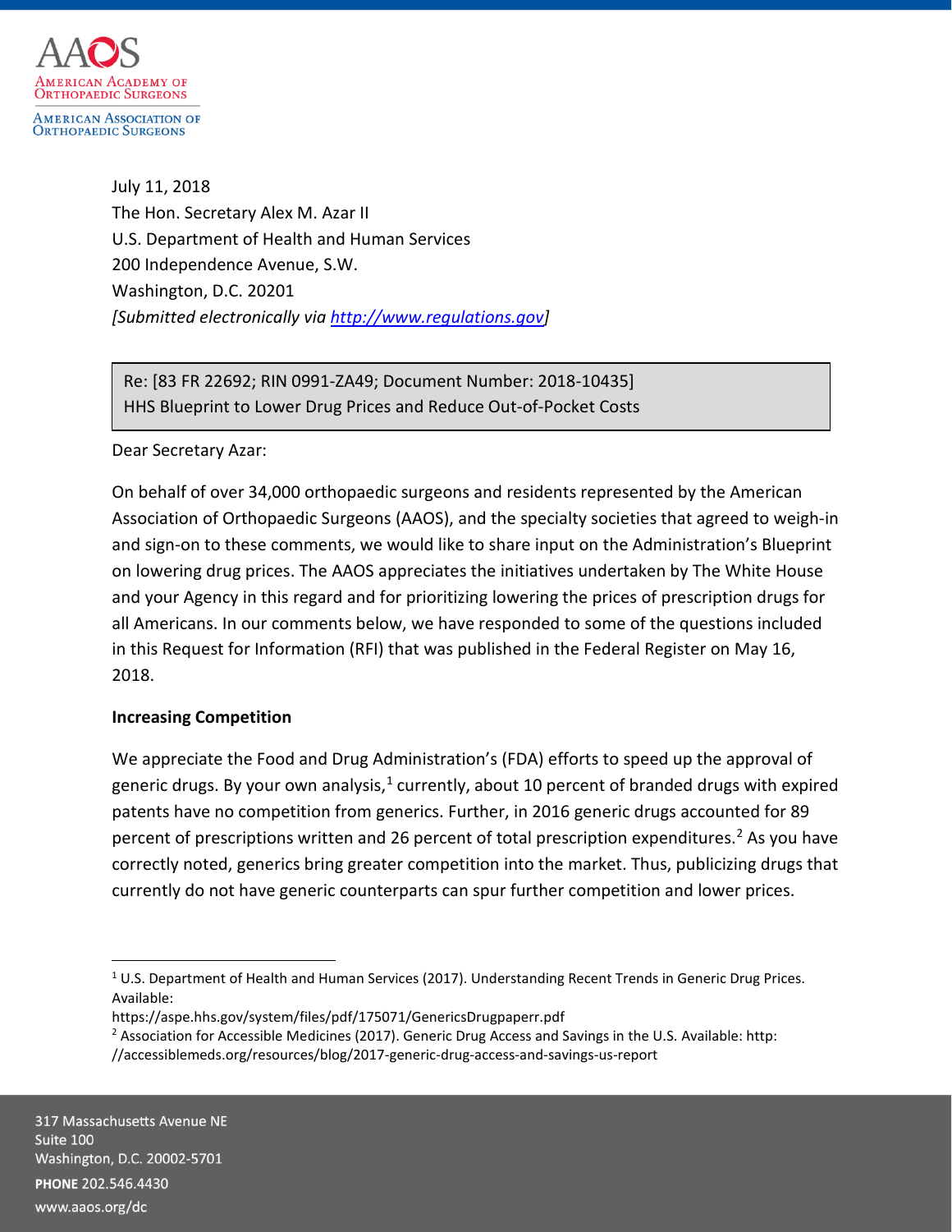AAOS
American Academy of Orthopaedic Surgeons

American Association of Orthopaedic Surgeons

July 11, 2018
The Hon. Secretary Alex M. Azar II
U.S. Department of Health and Human Services
200 Independence Avenue, S.W.
Washington, D.C. 20201
*[Submitted electronically via http://www.regulations.gov]*

Re: [83 FR 22692; RIN 0991-ZA49; Document Number: 2018-10435]
HHS Blueprint to Lower Drug Prices and Reduce Out-of-Pocket Costs

Dear Secretary Azar:

On behalf of over 34,000 orthopaedic surgeons and residents represented by the American Association of Orthopaedic Surgeons (AAOS), and the specialty societies that agreed to weigh-in and sign-on to these comments, we would like to share input on the Administration's Blueprint on lowering drug prices. The AAOS appreciates the initiatives undertaken by The White House and your Agency in this regard and for prioritizing lowering the prices of prescription drugs for all Americans. In our comments below, we have responded to some of the questions included in this Request for Information (RFI) that was published in the Federal Register on May 16, 2018.

**Increasing Competition**

We appreciate the Food and Drug Administration's (FDA) efforts to speed up the approval of generic drugs. By your own analysis,[1] currently, about 10 percent of branded drugs with expired patents have no competition from generics. Further, in 2016 generic drugs accounted for 89 percent of prescriptions written and 26 percent of total prescription expenditures.[2] As you have correctly noted, generics bring greater competition into the market. Thus, publicizing drugs that currently do not have generic counterparts can spur further competition and lower prices.

---

[1] U.S. Department of Health and Human Services (2017). Understanding Recent Trends in Generic Drug Prices. Available:
https://aspe.hhs.gov/system/files/pdf/175071/GenericsDrugpaperr.pdf

[2] Association for Accessible Medicines (2017). Generic Drug Access and Savings in the U.S. Available: http://accessiblemeds.org/resources/blog/2017-generic-drug-access-and-savings-us-report

317 Massachusetts Avenue NE
Suite 100
Washington, D.C. 20002-5701
**PHONE** 202.546.4430
www.aaos.org/dc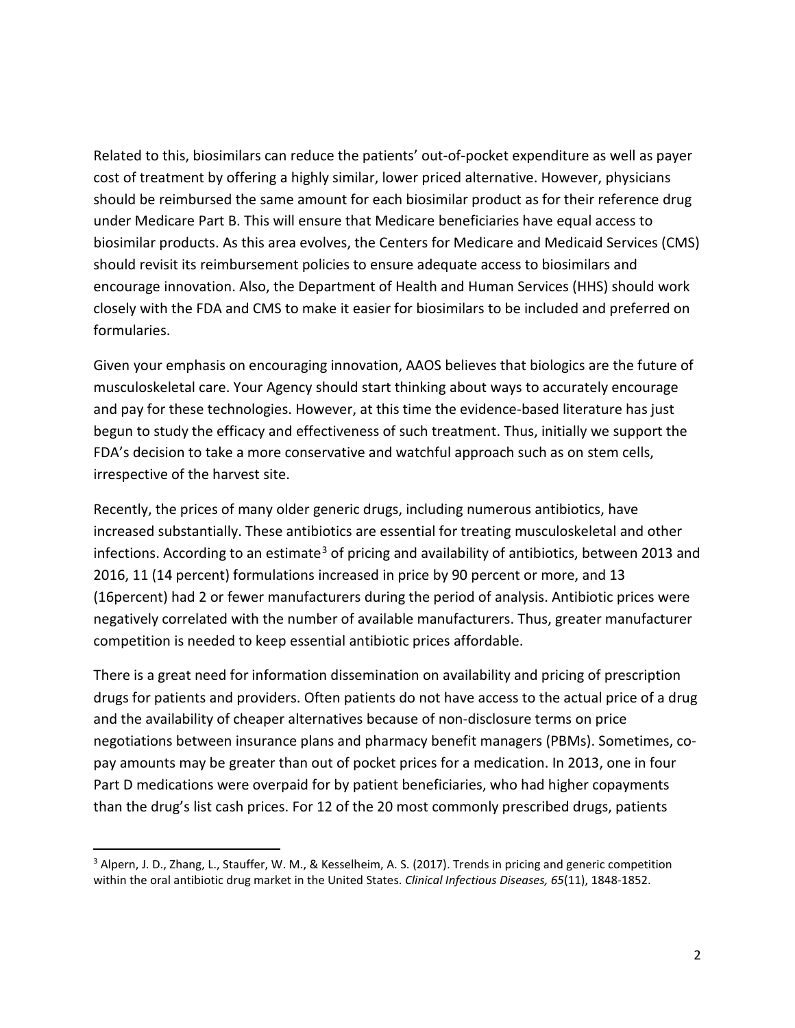Related to this, biosimilars can reduce the patients' out-of-pocket expenditure as well as payer cost of treatment by offering a highly similar, lower priced alternative. However, physicians should be reimbursed the same amount for each biosimilar product as for their reference drug under Medicare Part B. This will ensure that Medicare beneficiaries have equal access to biosimilar products. As this area evolves, the Centers for Medicare and Medicaid Services (CMS) should revisit its reimbursement policies to ensure adequate access to biosimilars and encourage innovation. Also, the Department of Health and Human Services (HHS) should work closely with the FDA and CMS to make it easier for biosimilars to be included and preferred on formularies.

Given your emphasis on encouraging innovation, AAOS believes that biologics are the future of musculoskeletal care. Your Agency should start thinking about ways to accurately encourage and pay for these technologies. However, at this time the evidence-based literature has just begun to study the efficacy and effectiveness of such treatment. Thus, initially we support the FDA's decision to take a more conservative and watchful approach such as on stem cells, irrespective of the harvest site.

Recently, the prices of many older generic drugs, including numerous antibiotics, have increased substantially. These antibiotics are essential for treating musculoskeletal and other infections. According to an estimate[3] of pricing and availability of antibiotics, between 2013 and 2016, 11 (14 percent) formulations increased in price by 90 percent or more, and 13 (16percent) had 2 or fewer manufacturers during the period of analysis. Antibiotic prices were negatively correlated with the number of available manufacturers. Thus, greater manufacturer competition is needed to keep essential antibiotic prices affordable.

There is a great need for information dissemination on availability and pricing of prescription drugs for patients and providers. Often patients do not have access to the actual price of a drug and the availability of cheaper alternatives because of non-disclosure terms on price negotiations between insurance plans and pharmacy benefit managers (PBMs). Sometimes, co-pay amounts may be greater than out of pocket prices for a medication. In 2013, one in four Part D medications were overpaid for by patient beneficiaries, who had higher copayments than the drug's list cash prices. For 12 of the 20 most commonly prescribed drugs, patients

[3] Alpern, J. D., Zhang, L., Stauffer, W. M., & Kesselheim, A. S. (2017). Trends in pricing and generic competition within the oral antibiotic drug market in the United States. *Clinical Infectious Diseases, 65*(11), 1848-1852.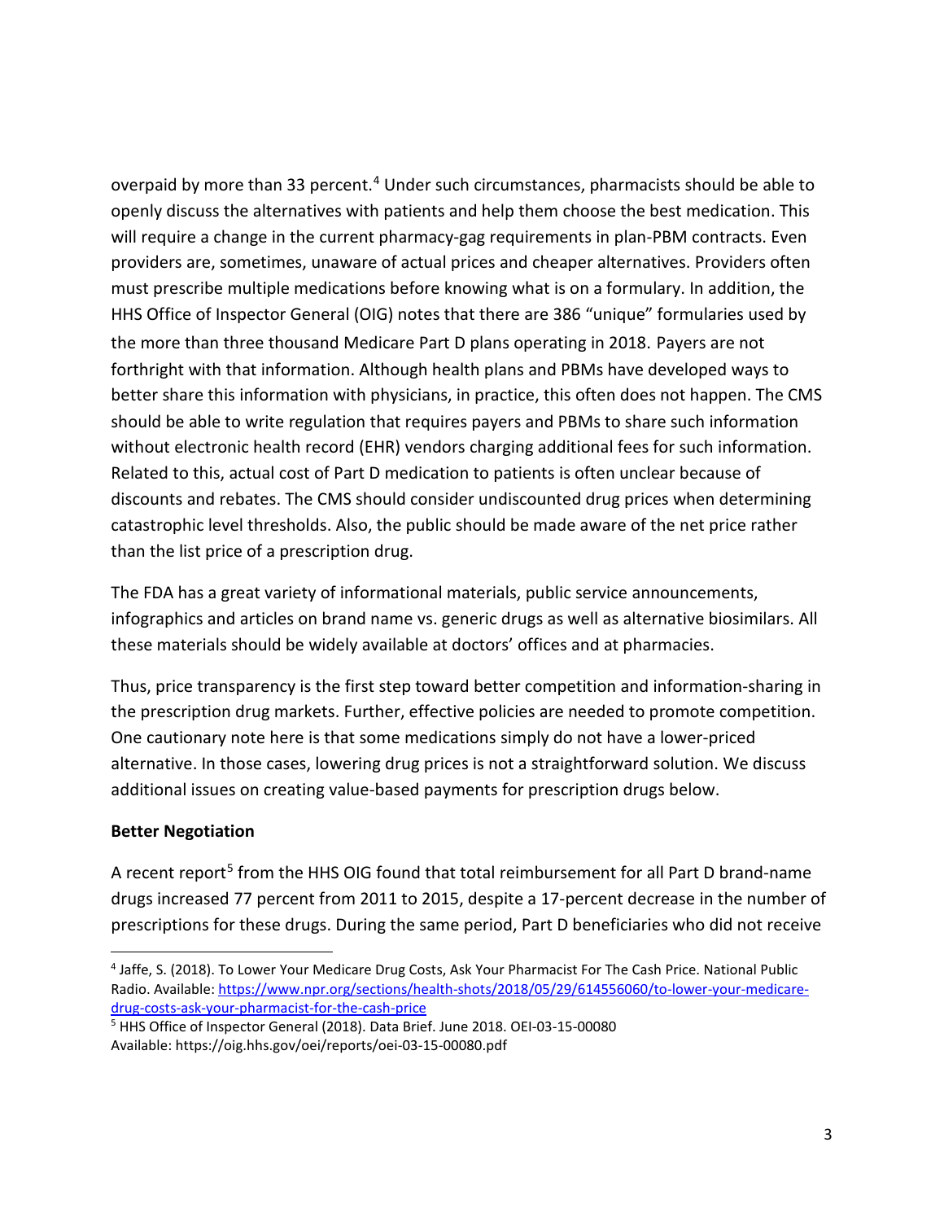overpaid by more than 33 percent.[4] Under such circumstances, pharmacists should be able to openly discuss the alternatives with patients and help them choose the best medication. This will require a change in the current pharmacy-gag requirements in plan-PBM contracts. Even providers are, sometimes, unaware of actual prices and cheaper alternatives. Providers often must prescribe multiple medications before knowing what is on a formulary. In addition, the HHS Office of Inspector General (OIG) notes that there are 386 "unique" formularies used by the more than three thousand Medicare Part D plans operating in 2018. Payers are not forthright with that information. Although health plans and PBMs have developed ways to better share this information with physicians, in practice, this often does not happen. The CMS should be able to write regulation that requires payers and PBMs to share such information without electronic health record (EHR) vendors charging additional fees for such information. Related to this, actual cost of Part D medication to patients is often unclear because of discounts and rebates. The CMS should consider undiscounted drug prices when determining catastrophic level thresholds. Also, the public should be made aware of the net price rather than the list price of a prescription drug.

The FDA has a great variety of informational materials, public service announcements, infographics and articles on brand name vs. generic drugs as well as alternative biosimilars. All these materials should be widely available at doctors' offices and at pharmacies.

Thus, price transparency is the first step toward better competition and information-sharing in the prescription drug markets. Further, effective policies are needed to promote competition. One cautionary note here is that some medications simply do not have a lower-priced alternative. In those cases, lowering drug prices is not a straightforward solution. We discuss additional issues on creating value-based payments for prescription drugs below.

**Better Negotiation**

A recent report[5] from the HHS OIG found that total reimbursement for all Part D brand-name drugs increased 77 percent from 2011 to 2015, despite a 17-percent decrease in the number of prescriptions for these drugs. During the same period, Part D beneficiaries who did not receive

---

[4] Jaffe, S. (2018). To Lower Your Medicare Drug Costs, Ask Your Pharmacist For The Cash Price. National Public Radio. Available: [https://www.npr.org/sections/health-shots/2018/05/29/614556060/to-lower-your-medicare-drug-costs-ask-your-pharmacist-for-the-cash-price](https://www.npr.org/sections/health-shots/2018/05/29/614556060/to-lower-your-medicare-drug-costs-ask-your-pharmacist-for-the-cash-price)

[5] HHS Office of Inspector General (2018). Data Brief. June 2018. OEI-03-15-00080 Available: https://oig.hhs.gov/oei/reports/oei-03-15-00080.pdf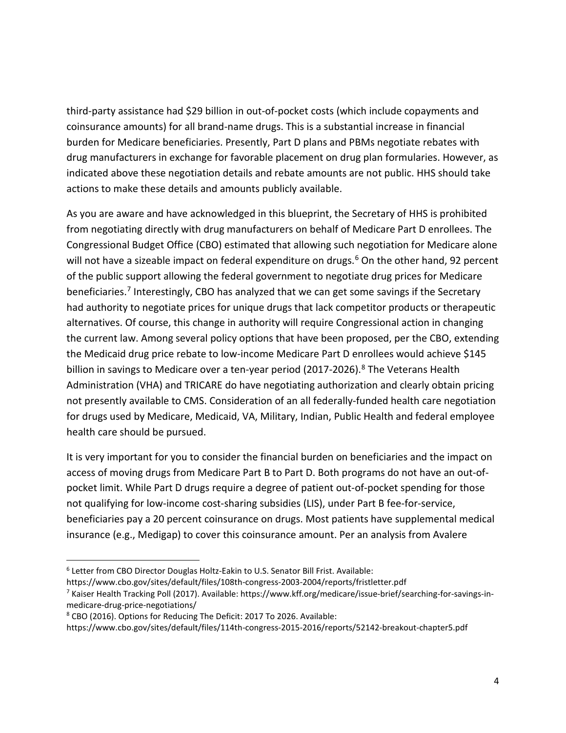third-party assistance had $29 billion in out-of-pocket costs (which include copayments and coinsurance amounts) for all brand-name drugs. This is a substantial increase in financial burden for Medicare beneficiaries. Presently, Part D plans and PBMs negotiate rebates with drug manufacturers in exchange for favorable placement on drug plan formularies. However, as indicated above these negotiation details and rebate amounts are not public. HHS should take actions to make these details and amounts publicly available.

As you are aware and have acknowledged in this blueprint, the Secretary of HHS is prohibited from negotiating directly with drug manufacturers on behalf of Medicare Part D enrollees. The Congressional Budget Office (CBO) estimated that allowing such negotiation for Medicare alone will not have a sizeable impact on federal expenditure on drugs.[6] On the other hand, 92 percent of the public support allowing the federal government to negotiate drug prices for Medicare beneficiaries.[7] Interestingly, CBO has analyzed that we can get some savings if the Secretary had authority to negotiate prices for unique drugs that lack competitor products or therapeutic alternatives. Of course, this change in authority will require Congressional action in changing the current law. Among several policy options that have been proposed, per the CBO, extending the Medicaid drug price rebate to low-income Medicare Part D enrollees would achieve $145 billion in savings to Medicare over a ten-year period (2017-2026).[8] The Veterans Health Administration (VHA) and TRICARE do have negotiating authorization and clearly obtain pricing not presently available to CMS. Consideration of an all federally-funded health care negotiation for drugs used by Medicare, Medicaid, VA, Military, Indian, Public Health and federal employee health care should be pursued.

It is very important for you to consider the financial burden on beneficiaries and the impact on access of moving drugs from Medicare Part B to Part D. Both programs do not have an out-of-pocket limit. While Part D drugs require a degree of patient out-of-pocket spending for those not qualifying for low-income cost-sharing subsidies (LIS), under Part B fee-for-service, beneficiaries pay a 20 percent coinsurance on drugs. Most patients have supplemental medical insurance (e.g., Medigap) to cover this coinsurance amount. Per an analysis from Avalere

---

[6] Letter from CBO Director Douglas Holtz-Eakin to U.S. Senator Bill Frist. Available: https://www.cbo.gov/sites/default/files/108th-congress-2003-2004/reports/fristletter.pdf

[7] Kaiser Health Tracking Poll (2017). Available: https://www.kff.org/medicare/issue-brief/searching-for-savings-in-medicare-drug-price-negotiations/

[8] CBO (2016). Options for Reducing The Deficit: 2017 To 2026. Available: https://www.cbo.gov/sites/default/files/114th-congress-2015-2016/reports/52142-breakout-chapter5.pdf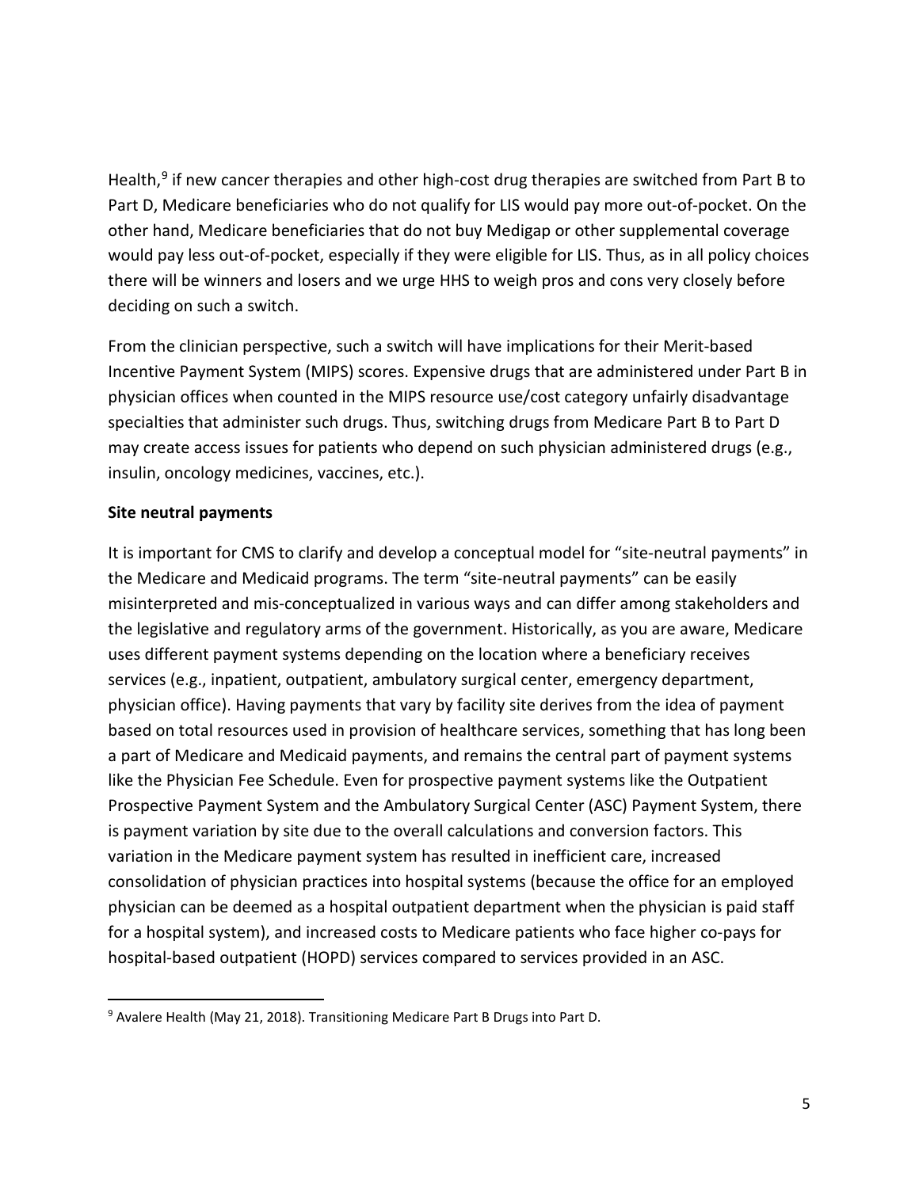Health,[9] if new cancer therapies and other high-cost drug therapies are switched from Part B to Part D, Medicare beneficiaries who do not qualify for LIS would pay more out-of-pocket. On the other hand, Medicare beneficiaries that do not buy Medigap or other supplemental coverage would pay less out-of-pocket, especially if they were eligible for LIS. Thus, as in all policy choices there will be winners and losers and we urge HHS to weigh pros and cons very closely before deciding on such a switch.

From the clinician perspective, such a switch will have implications for their Merit-based Incentive Payment System (MIPS) scores. Expensive drugs that are administered under Part B in physician offices when counted in the MIPS resource use/cost category unfairly disadvantage specialties that administer such drugs. Thus, switching drugs from Medicare Part B to Part D may create access issues for patients who depend on such physician administered drugs (e.g., insulin, oncology medicines, vaccines, etc.).

**Site neutral payments**

It is important for CMS to clarify and develop a conceptual model for "site-neutral payments" in the Medicare and Medicaid programs. The term "site-neutral payments" can be easily misinterpreted and mis-conceptualized in various ways and can differ among stakeholders and the legislative and regulatory arms of the government. Historically, as you are aware, Medicare uses different payment systems depending on the location where a beneficiary receives services (e.g., inpatient, outpatient, ambulatory surgical center, emergency department, physician office). Having payments that vary by facility site derives from the idea of payment based on total resources used in provision of healthcare services, something that has long been a part of Medicare and Medicaid payments, and remains the central part of payment systems like the Physician Fee Schedule. Even for prospective payment systems like the Outpatient Prospective Payment System and the Ambulatory Surgical Center (ASC) Payment System, there is payment variation by site due to the overall calculations and conversion factors. This variation in the Medicare payment system has resulted in inefficient care, increased consolidation of physician practices into hospital systems (because the office for an employed physician can be deemed as a hospital outpatient department when the physician is paid staff for a hospital system), and increased costs to Medicare patients who face higher co-pays for hospital-based outpatient (HOPD) services compared to services provided in an ASC.

---

[9] Avalere Health (May 21, 2018). Transitioning Medicare Part B Drugs into Part D.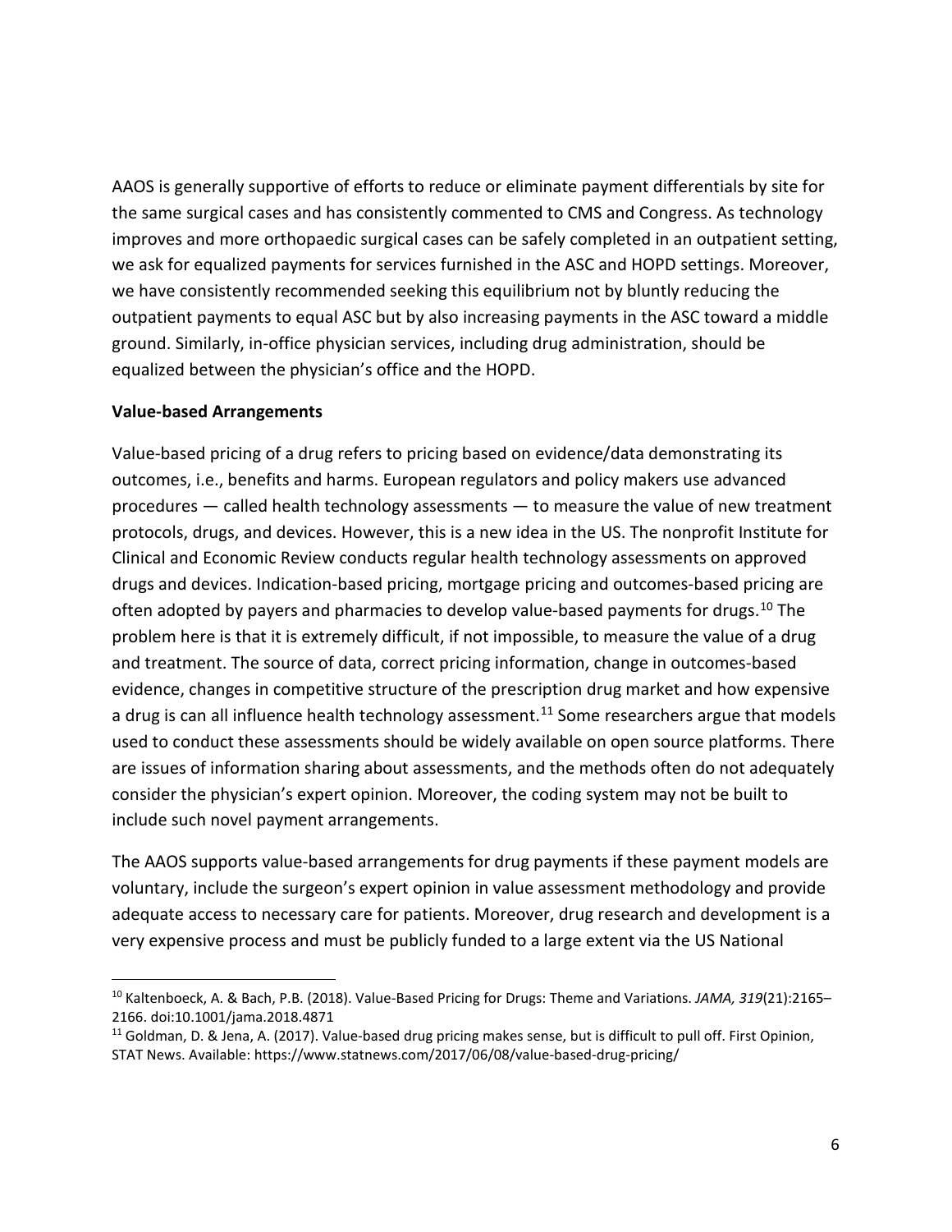AAOS is generally supportive of efforts to reduce or eliminate payment differentials by site for the same surgical cases and has consistently commented to CMS and Congress. As technology improves and more orthopaedic surgical cases can be safely completed in an outpatient setting, we ask for equalized payments for services furnished in the ASC and HOPD settings. Moreover, we have consistently recommended seeking this equilibrium not by bluntly reducing the outpatient payments to equal ASC but by also increasing payments in the ASC toward a middle ground. Similarly, in-office physician services, including drug administration, should be equalized between the physician's office and the HOPD.

**Value-based Arrangements**

Value-based pricing of a drug refers to pricing based on evidence/data demonstrating its outcomes, i.e., benefits and harms. European regulators and policy makers use advanced procedures — called health technology assessments — to measure the value of new treatment protocols, drugs, and devices. However, this is a new idea in the US. The nonprofit Institute for Clinical and Economic Review conducts regular health technology assessments on approved drugs and devices. Indication-based pricing, mortgage pricing and outcomes-based pricing are often adopted by payers and pharmacies to develop value-based payments for drugs.[10] The problem here is that it is extremely difficult, if not impossible, to measure the value of a drug and treatment. The source of data, correct pricing information, change in outcomes-based evidence, changes in competitive structure of the prescription drug market and how expensive a drug is can all influence health technology assessment.[11] Some researchers argue that models used to conduct these assessments should be widely available on open source platforms. There are issues of information sharing about assessments, and the methods often do not adequately consider the physician's expert opinion. Moreover, the coding system may not be built to include such novel payment arrangements.

The AAOS supports value-based arrangements for drug payments if these payment models are voluntary, include the surgeon's expert opinion in value assessment methodology and provide adequate access to necessary care for patients. Moreover, drug research and development is a very expensive process and must be publicly funded to a large extent via the US National

---

[10] Kaltenboeck, A. & Bach, P.B. (2018). Value-Based Pricing for Drugs: Theme and Variations. *JAMA, 319*(21):2165–2166. doi:10.1001/jama.2018.4871

[11] Goldman, D. & Jena, A. (2017). Value-based drug pricing makes sense, but is difficult to pull off. First Opinion, STAT News. Available: https://www.statnews.com/2017/06/08/value-based-drug-pricing/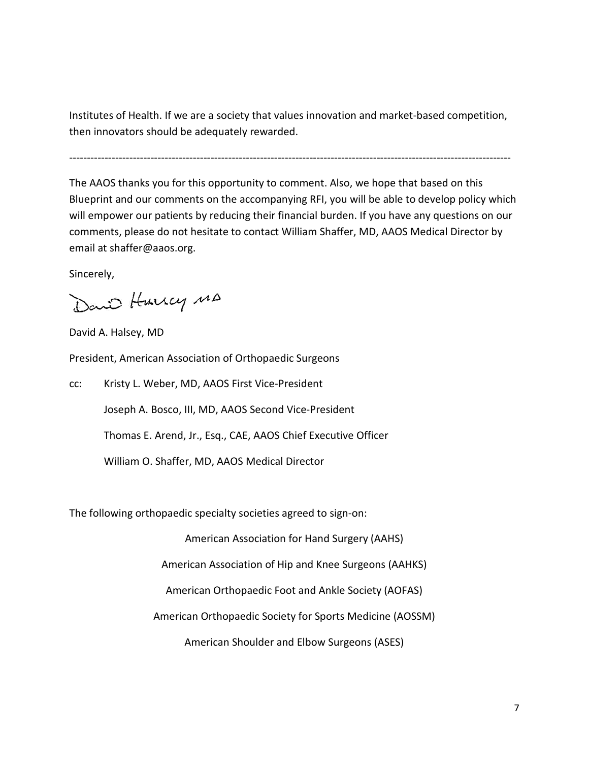Institutes of Health. If we are a society that values innovation and market-based competition, then innovators should be adequately rewarded.

---

The AAOS thanks you for this opportunity to comment. Also, we hope that based on this Blueprint and our comments on the accompanying RFI, you will be able to develop policy which will empower our patients by reducing their financial burden. If you have any questions on our comments, please do not hesitate to contact William Shaffer, MD, AAOS Medical Director by email at shaffer@aaos.org.

Sincerely,

David A. Halsey, MD

President, American Association of Orthopaedic Surgeons

cc: Kristy L. Weber, MD, AAOS First Vice-President

Joseph A. Bosco, III, MD, AAOS Second Vice-President

Thomas E. Arend, Jr., Esq., CAE, AAOS Chief Executive Officer

William O. Shaffer, MD, AAOS Medical Director

The following orthopaedic specialty societies agreed to sign-on:

American Association for Hand Surgery (AAHS)

American Association of Hip and Knee Surgeons (AAHKS)

American Orthopaedic Foot and Ankle Society (AOFAS)

American Orthopaedic Society for Sports Medicine (AOSSM)

American Shoulder and Elbow Surgeons (ASES)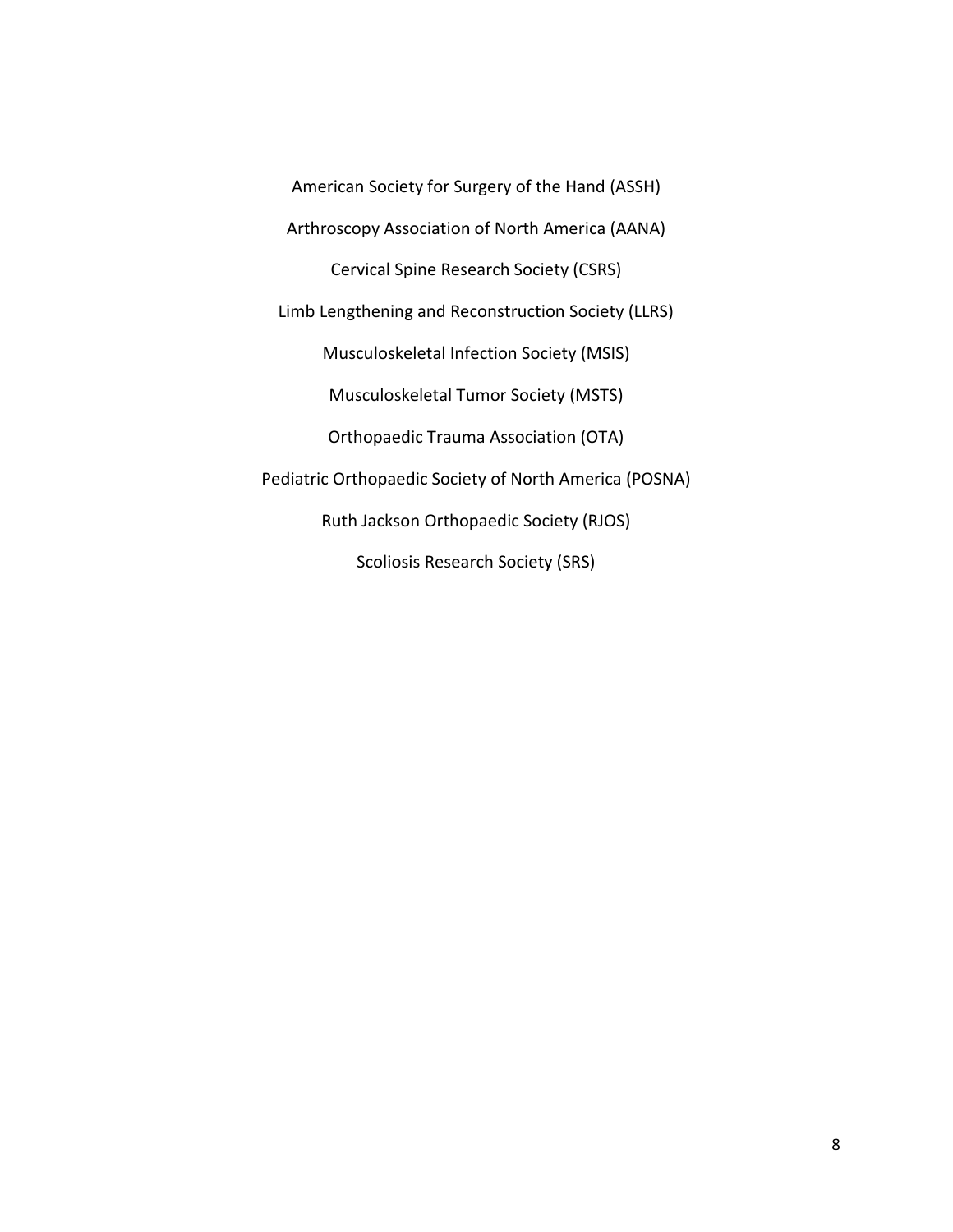American Society for Surgery of the Hand (ASSH)

Arthroscopy Association of North America (AANA)

Cervical Spine Research Society (CSRS)

Limb Lengthening and Reconstruction Society (LLRS)

Musculoskeletal Infection Society (MSIS)

Musculoskeletal Tumor Society (MSTS)

Orthopaedic Trauma Association (OTA)

Pediatric Orthopaedic Society of North America (POSNA)

Ruth Jackson Orthopaedic Society (RJOS)

Scoliosis Research Society (SRS)